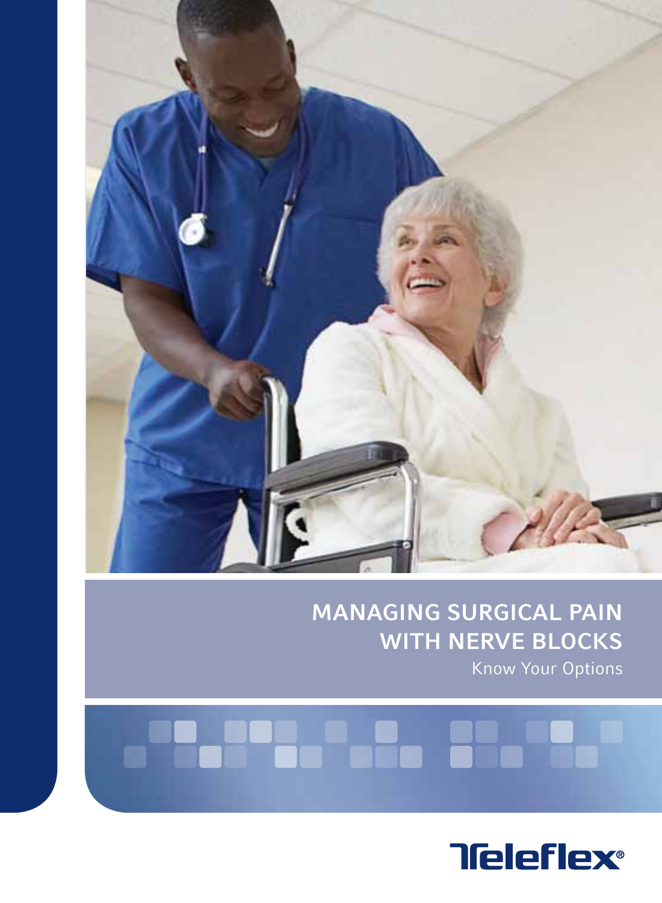# MANAGING SURGICAL PAIN WITH NERVE BLOCKS

Know Your Options

Teleflex®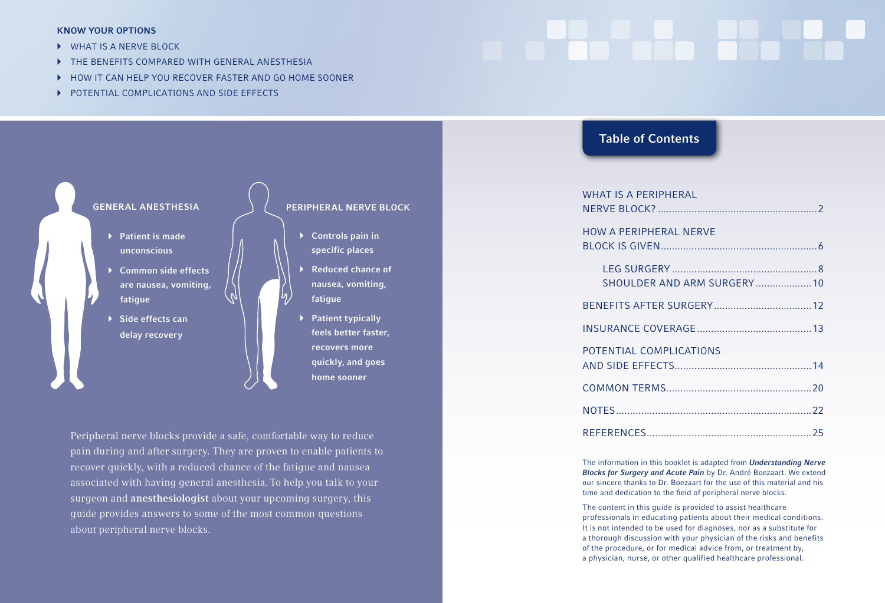**KNOW YOUR OPTIONS**

- WHAT IS A NERVE BLOCK
- THE BENEFITS COMPARED WITH GENERAL ANESTHESIA
- HOW IT CAN HELP YOU RECOVER FASTER AND GO HOME SOONER
- POTENTIAL COMPLICATIONS AND SIDE EFFECTS

**GENERAL ANESTHESIA**

- **Patient is made unconscious**
- **Common side effects are nausea, vomiting, fatigue**
- **Side effects can delay recovery**

**PERIPHERAL NERVE BLOCK**

- **Controls pain in specific places**
- **Reduced chance of nausea, vomiting, fatigue**
- **Patient typically feels better faster, recovers more quickly, and goes home sooner**

Peripheral nerve blocks provide a safe, comfortable way to reduce pain during and after surgery. They are proven to enable patients to recover quickly, with a reduced chance of the fatigue and nausea associated with having general anesthesia. To help you talk to your surgeon and **anesthesiologist** about your upcoming surgery, this guide provides answers to some of the most common questions about peripheral nerve blocks.

## Table of Contents

- WHAT IS A PERIPHERAL NERVE BLOCK? ........ 2
- HOW A PERIPHERAL NERVE BLOCK IS GIVEN ........ 6
  - LEG SURGERY ........ 8
  - SHOULDER AND ARM SURGERY ........ 10
- BENEFITS AFTER SURGERY ........ 12
- INSURANCE COVERAGE ........ 13
- POTENTIAL COMPLICATIONS AND SIDE EFFECTS ........ 14
- COMMON TERMS ........ 20
- NOTES ........ 22
- REFERENCES ........ 25

The information in this booklet is adapted from ***Understanding Nerve Blocks for Surgery and Acute Pain*** by Dr. André Boezaart. We extend our sincere thanks to Dr. Boezaart for the use of this material and his time and dedication to the field of peripheral nerve blocks.

The content in this guide is provided to assist healthcare professionals in educating patients about their medical conditions. It is not intended to be used for diagnoses, nor as a substitute for a thorough discussion with your physician of the risks and benefits of the procedure, or for medical advice from, or treatment by, a physician, nurse, or other qualified healthcare professional.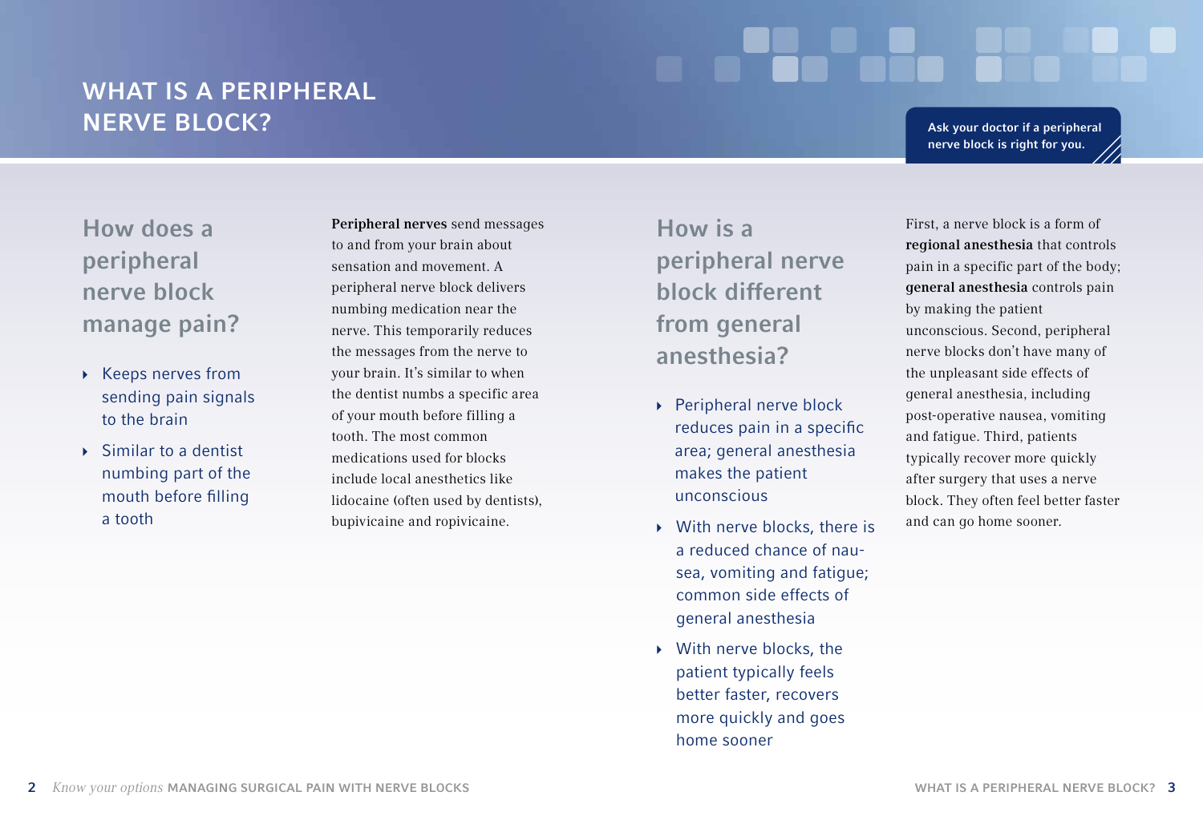# WHAT IS A PERIPHERAL NERVE BLOCK?

**Ask your doctor if a peripheral nerve block is right for you.**

## How does a peripheral nerve block manage pain?

- Keeps nerves from sending pain signals to the brain
- Similar to a dentist numbing part of the mouth before filling a tooth

**Peripheral nerves** send messages to and from your brain about sensation and movement. A peripheral nerve block delivers numbing medication near the nerve. This temporarily reduces the messages from the nerve to your brain. It's similar to when the dentist numbs a specific area of your mouth before filling a tooth. The most common medications used for blocks include local anesthetics like lidocaine (often used by dentists), bupivicaine and ropivicaine.

## How is a peripheral nerve block different from general anesthesia?

- Peripheral nerve block reduces pain in a specific area; general anesthesia makes the patient unconscious
- With nerve blocks, there is a reduced chance of nausea, vomiting and fatigue; common side effects of general anesthesia
- With nerve blocks, the patient typically feels better faster, recovers more quickly and goes home sooner

First, a nerve block is a form of **regional anesthesia** that controls pain in a specific part of the body; **general anesthesia** controls pain by making the patient unconscious. Second, peripheral nerve blocks don't have many of the unpleasant side effects of general anesthesia, including post-operative nausea, vomiting and fatigue. Third, patients typically recover more quickly after surgery that uses a nerve block. They often feel better faster and can go home sooner.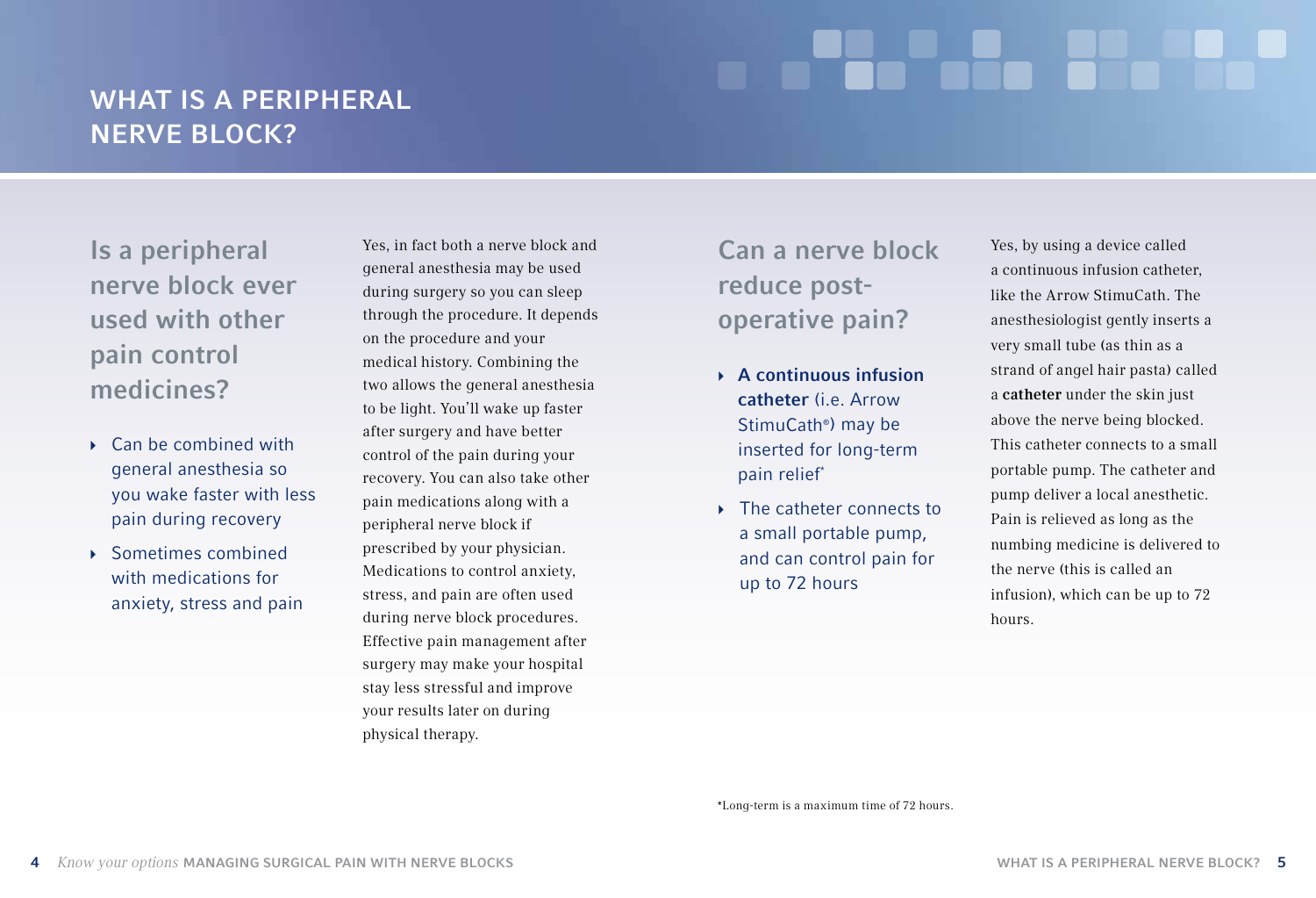# WHAT IS A PERIPHERAL NERVE BLOCK?

## Is a peripheral nerve block ever used with other pain control medicines?

- Can be combined with general anesthesia so you wake faster with less pain during recovery
- Sometimes combined with medications for anxiety, stress and pain

Yes, in fact both a nerve block and general anesthesia may be used during surgery so you can sleep through the procedure. It depends on the procedure and your medical history. Combining the two allows the general anesthesia to be light. You'll wake up faster after surgery and have better control of the pain during your recovery. You can also take other pain medications along with a peripheral nerve block if prescribed by your physician. Medications to control anxiety, stress, and pain are often used during nerve block procedures. Effective pain management after surgery may make your hospital stay less stressful and improve your results later on during physical therapy.

## Can a nerve block reduce post-operative pain?

- **A continuous infusion catheter** (i.e. Arrow StimuCath®) may be inserted for long-term pain relief*
- The catheter connects to a small portable pump, and can control pain for up to 72 hours

Yes, by using a device called a continuous infusion catheter, like the Arrow StimuCath. The anesthesiologist gently inserts a very small tube (as thin as a strand of angel hair pasta) called a **catheter** under the skin just above the nerve being blocked. This catheter connects to a small portable pump. The catheter and pump deliver a local anesthetic. Pain is relieved as long as the numbing medicine is delivered to the nerve (this is called an infusion), which can be up to 72 hours.

*Long-term is a maximum time of 72 hours.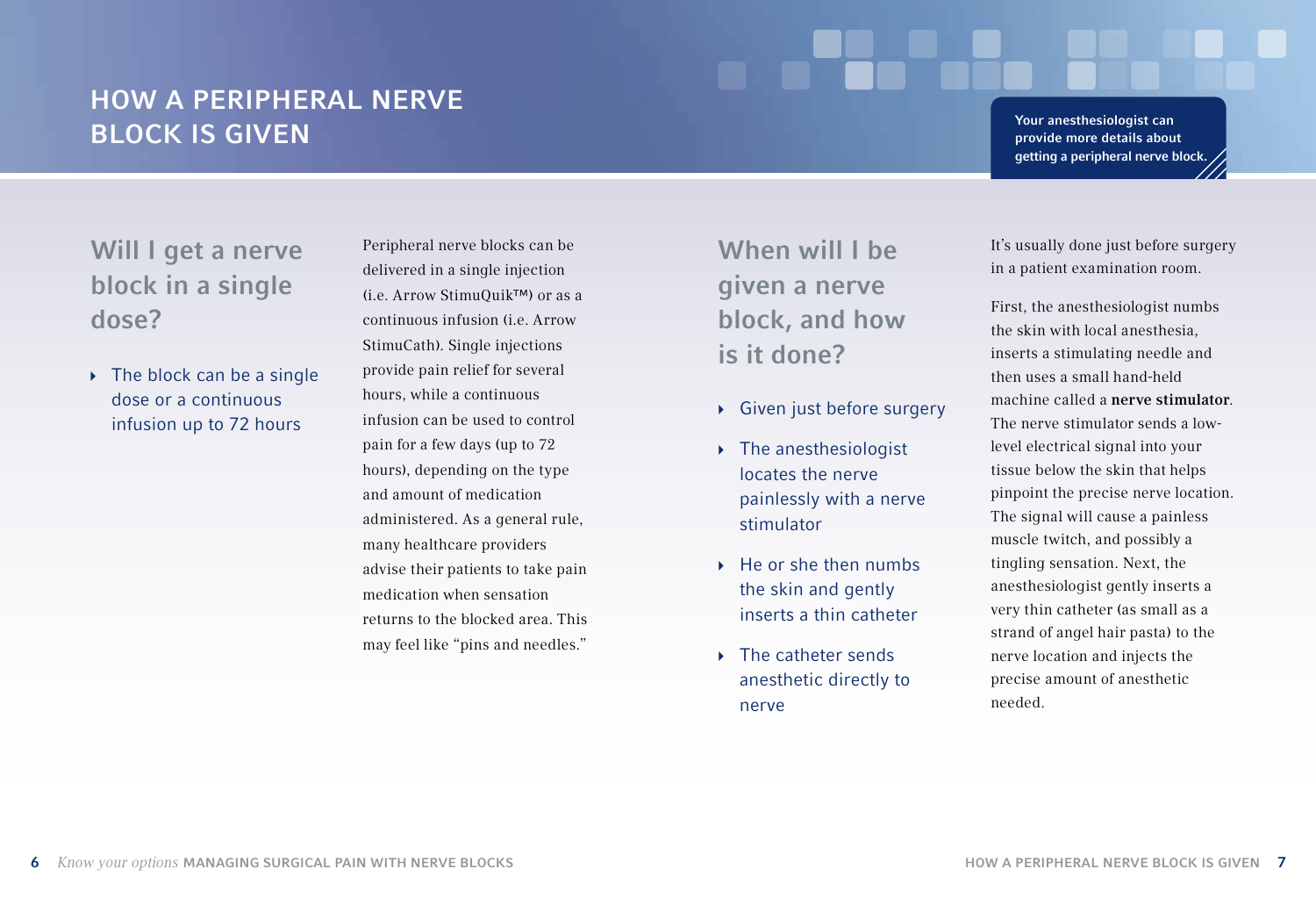# HOW A PERIPHERAL NERVE BLOCK IS GIVEN

**Your anesthesiologist can provide more details about getting a peripheral nerve block.**

## Will I get a nerve block in a single dose?

- The block can be a single dose or a continuous infusion up to 72 hours

Peripheral nerve blocks can be delivered in a single injection (i.e. Arrow StimuQuik™) or as a continuous infusion (i.e. Arrow StimuCath). Single injections provide pain relief for several hours, while a continuous infusion can be used to control pain for a few days (up to 72 hours), depending on the type and amount of medication administered. As a general rule, many healthcare providers advise their patients to take pain medication when sensation returns to the blocked area. This may feel like "pins and needles."

## When will I be given a nerve block, and how is it done?

- Given just before surgery
- The anesthesiologist locates the nerve painlessly with a nerve stimulator
- He or she then numbs the skin and gently inserts a thin catheter
- The catheter sends anesthetic directly to nerve

It's usually done just before surgery in a patient examination room.

First, the anesthesiologist numbs the skin with local anesthesia, inserts a stimulating needle and then uses a small hand-held machine called a **nerve stimulator**. The nerve stimulator sends a low-level electrical signal into your tissue below the skin that helps pinpoint the precise nerve location. The signal will cause a painless muscle twitch, and possibly a tingling sensation. Next, the anesthesiologist gently inserts a very thin catheter (as small as a strand of angel hair pasta) to the nerve location and injects the precise amount of anesthetic needed.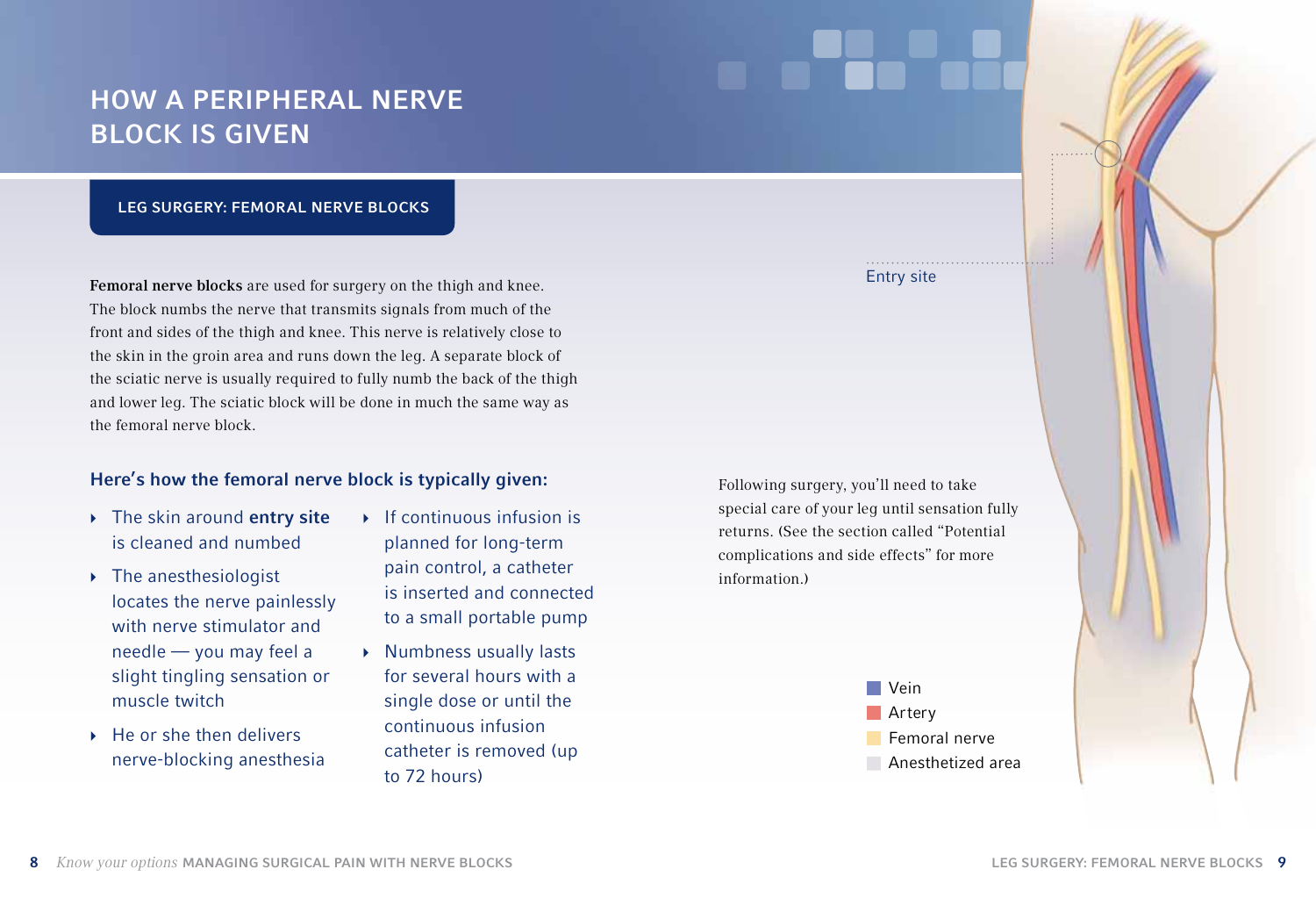# HOW A PERIPHERAL NERVE BLOCK IS GIVEN

## LEG SURGERY: FEMORAL NERVE BLOCKS

**Femoral nerve blocks** are used for surgery on the thigh and knee. The block numbs the nerve that transmits signals from much of the front and sides of the thigh and knee. This nerve is relatively close to the skin in the groin area and runs down the leg. A separate block of the sciatic nerve is usually required to fully numb the back of the thigh and lower leg. The sciatic block will be done in much the same way as the femoral nerve block.

### Here's how the femoral nerve block is typically given:

- The skin around **entry site** is cleaned and numbed
- The anesthesiologist locates the nerve painlessly with nerve stimulator and needle — you may feel a slight tingling sensation or muscle twitch
- He or she then delivers nerve-blocking anesthesia
- If continuous infusion is planned for long-term pain control, a catheter is inserted and connected to a small portable pump
- Numbness usually lasts for several hours with a single dose or until the continuous infusion catheter is removed (up to 72 hours)

Entry site

Following surgery, you'll need to take special care of your leg until sensation fully returns. (See the section called "Potential complications and side effects" for more information.)

- Vein
- Artery
- Femoral nerve
- Anesthetized area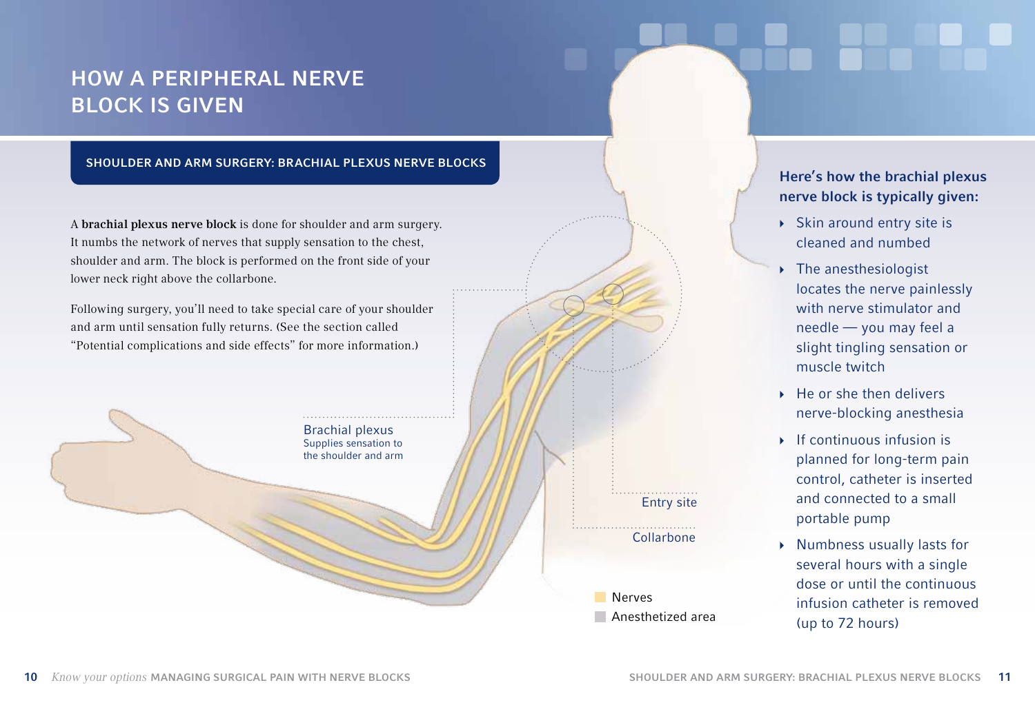# HOW A PERIPHERAL NERVE BLOCK IS GIVEN

## SHOULDER AND ARM SURGERY: BRACHIAL PLEXUS NERVE BLOCKS

A **brachial plexus nerve block** is done for shoulder and arm surgery. It numbs the network of nerves that supply sensation to the chest, shoulder and arm. The block is performed on the front side of your lower neck right above the collarbone.

Following surgery, you'll need to take special care of your shoulder and arm until sensation fully returns. (See the section called "Potential complications and side effects" for more information.)

Brachial plexus
Supplies sensation to the shoulder and arm

Entry site

Collarbone

Nerves

Anesthetized area

### Here's how the brachial plexus nerve block is typically given:

- Skin around entry site is cleaned and numbed
- The anesthesiologist locates the nerve painlessly with nerve stimulator and needle — you may feel a slight tingling sensation or muscle twitch
- He or she then delivers nerve-blocking anesthesia
- If continuous infusion is planned for long-term pain control, catheter is inserted and connected to a small portable pump
- Numbness usually lasts for several hours with a single dose or until the continuous infusion catheter is removed (up to 72 hours)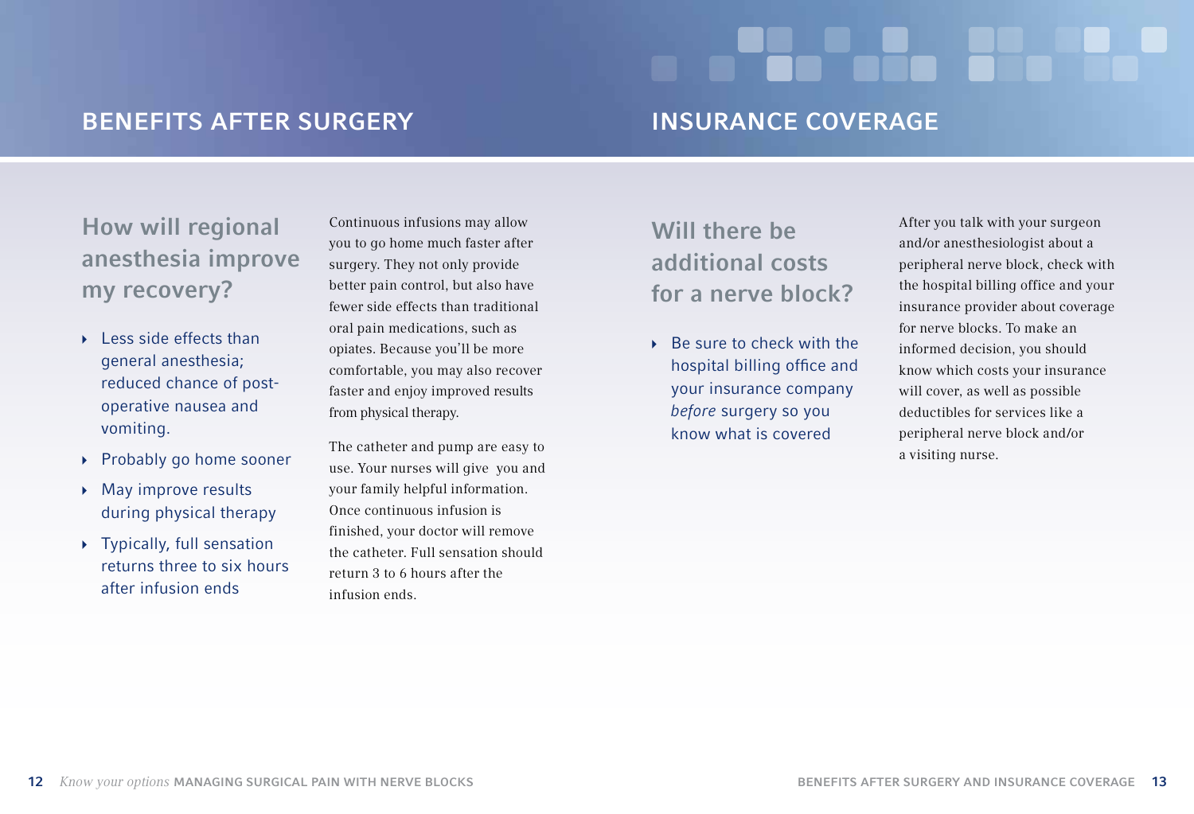## BENEFITS AFTER SURGERY

### How will regional anesthesia improve my recovery?

- Less side effects than general anesthesia; reduced chance of post-operative nausea and vomiting.
- Probably go home sooner
- May improve results during physical therapy
- Typically, full sensation returns three to six hours after infusion ends

Continuous infusions may allow you to go home much faster after surgery. They not only provide better pain control, but also have fewer side effects than traditional oral pain medications, such as opiates. Because you'll be more comfortable, you may also recover faster and enjoy improved results from physical therapy.

The catheter and pump are easy to use. Your nurses will give you and your family helpful information. Once continuous infusion is finished, your doctor will remove the catheter. Full sensation should return 3 to 6 hours after the infusion ends.

## INSURANCE COVERAGE

### Will there be additional costs for a nerve block?

- Be sure to check with the hospital billing office and your insurance company *before* surgery so you know what is covered

After you talk with your surgeon and/or anesthesiologist about a peripheral nerve block, check with the hospital billing office and your insurance provider about coverage for nerve blocks. To make an informed decision, you should know which costs your insurance will cover, as well as possible deductibles for services like a peripheral nerve block and/or a visiting nurse.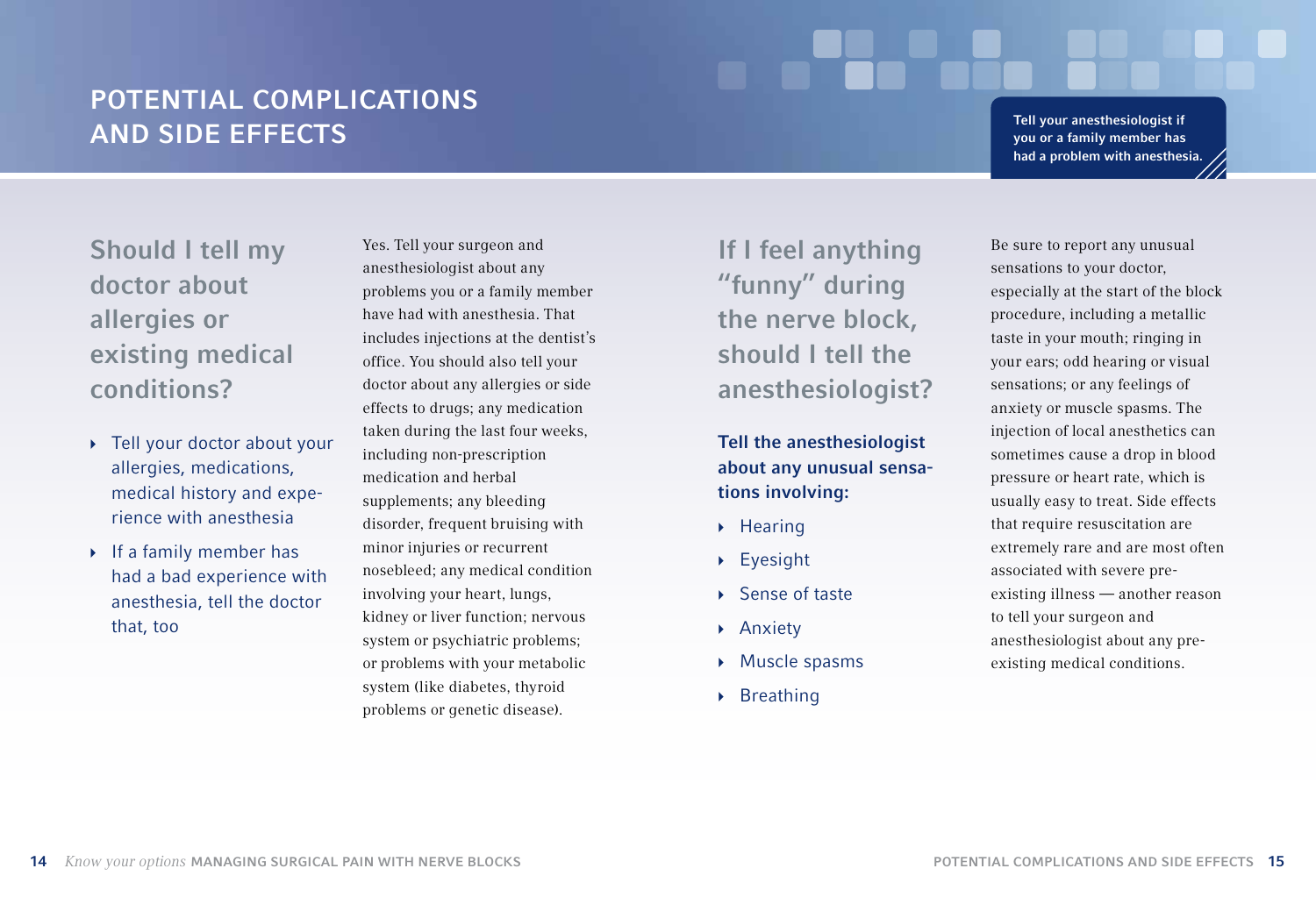# POTENTIAL COMPLICATIONS AND SIDE EFFECTS

**Tell your anesthesiologist if you or a family member has had a problem with anesthesia.**

## Should I tell my doctor about allergies or existing medical conditions?

- Tell your doctor about your allergies, medications, medical history and experience with anesthesia
- If a family member has had a bad experience with anesthesia, tell the doctor that, too

Yes. Tell your surgeon and anesthesiologist about any problems you or a family member have had with anesthesia. That includes injections at the dentist's office. You should also tell your doctor about any allergies or side effects to drugs; any medication taken during the last four weeks, including non-prescription medication and herbal supplements; any bleeding disorder, frequent bruising with minor injuries or recurrent nosebleed; any medical condition involving your heart, lungs, kidney or liver function; nervous system or psychiatric problems; or problems with your metabolic system (like diabetes, thyroid problems or genetic disease).

## If I feel anything "funny" during the nerve block, should I tell the anesthesiologist?

**Tell the anesthesiologist about any unusual sensations involving:**

- Hearing
- Eyesight
- Sense of taste
- Anxiety
- Muscle spasms
- Breathing

Be sure to report any unusual sensations to your doctor, especially at the start of the block procedure, including a metallic taste in your mouth; ringing in your ears; odd hearing or visual sensations; or any feelings of anxiety or muscle spasms. The injection of local anesthetics can sometimes cause a drop in blood pressure or heart rate, which is usually easy to treat. Side effects that require resuscitation are extremely rare and are most often associated with severe pre-existing illness — another reason to tell your surgeon and anesthesiologist about any pre-existing medical conditions.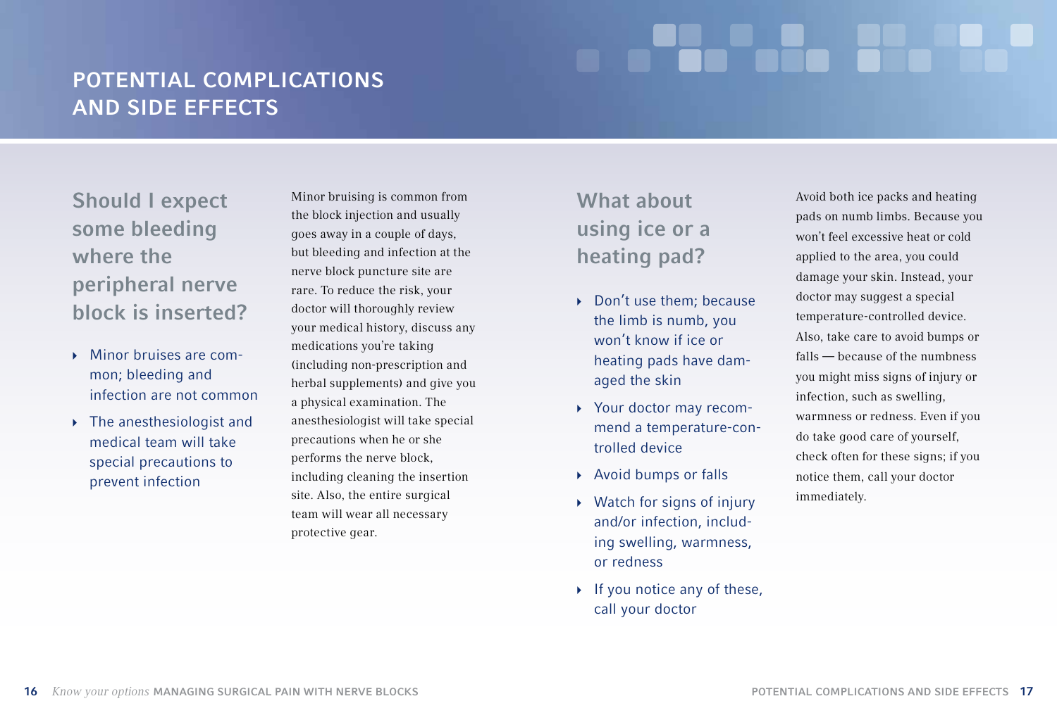# POTENTIAL COMPLICATIONS AND SIDE EFFECTS

## Should I expect some bleeding where the peripheral nerve block is inserted?

- Minor bruises are common; bleeding and infection are not common
- The anesthesiologist and medical team will take special precautions to prevent infection

Minor bruising is common from the block injection and usually goes away in a couple of days, but bleeding and infection at the nerve block puncture site are rare. To reduce the risk, your doctor will thoroughly review your medical history, discuss any medications you're taking (including non-prescription and herbal supplements) and give you a physical examination. The anesthesiologist will take special precautions when he or she performs the nerve block, including cleaning the insertion site. Also, the entire surgical team will wear all necessary protective gear.

## What about using ice or a heating pad?

- Don't use them; because the limb is numb, you won't know if ice or heating pads have damaged the skin
- Your doctor may recommend a temperature-controlled device
- Avoid bumps or falls
- Watch for signs of injury and/or infection, including swelling, warmness, or redness
- If you notice any of these, call your doctor

Avoid both ice packs and heating pads on numb limbs. Because you won't feel excessive heat or cold applied to the area, you could damage your skin. Instead, your doctor may suggest a special temperature-controlled device. Also, take care to avoid bumps or falls — because of the numbness you might miss signs of injury or infection, such as swelling, warmness or redness. Even if you do take good care of yourself, check often for these signs; if you notice them, call your doctor immediately.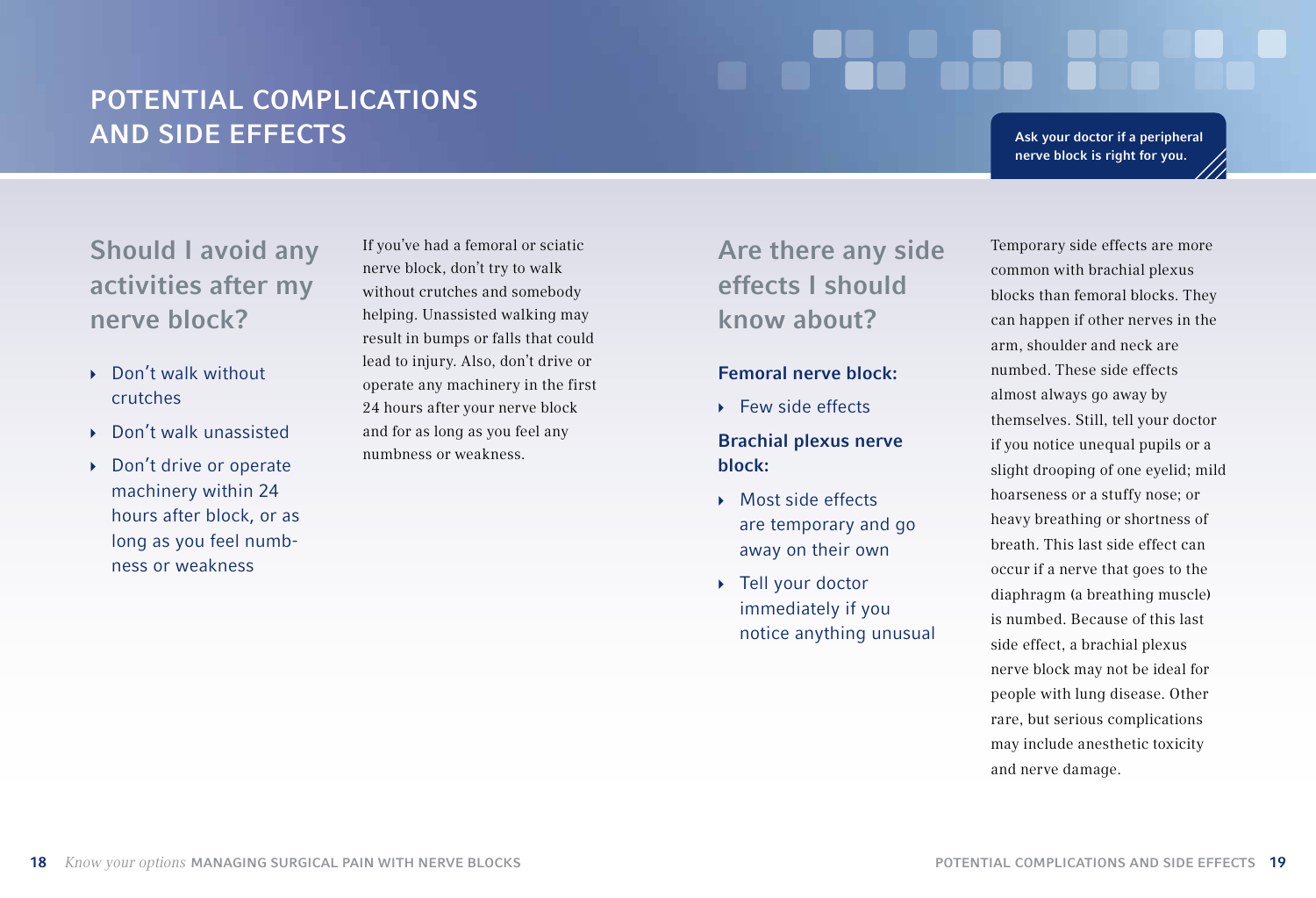# POTENTIAL COMPLICATIONS AND SIDE EFFECTS

**Ask your doctor if a peripheral nerve block is right for you.**

## Should I avoid any activities after my nerve block?

- Don't walk without crutches
- Don't walk unassisted
- Don't drive or operate machinery within 24 hours after block, or as long as you feel numbness or weakness

If you've had a femoral or sciatic nerve block, don't try to walk without crutches and somebody helping. Unassisted walking may result in bumps or falls that could lead to injury. Also, don't drive or operate any machinery in the first 24 hours after your nerve block and for as long as you feel any numbness or weakness.

## Are there any side effects I should know about?

**Femoral nerve block:**

- Few side effects

**Brachial plexus nerve block:**

- Most side effects are temporary and go away on their own
- Tell your doctor immediately if you notice anything unusual

Temporary side effects are more common with brachial plexus blocks than femoral blocks. They can happen if other nerves in the arm, shoulder and neck are numbed. These side effects almost always go away by themselves. Still, tell your doctor if you notice unequal pupils or a slight drooping of one eyelid; mild hoarseness or a stuffy nose; or heavy breathing or shortness of breath. This last side effect can occur if a nerve that goes to the diaphragm (a breathing muscle) is numbed. Because of this last side effect, a brachial plexus nerve block may not be ideal for people with lung disease. Other rare, but serious complications may include anesthetic toxicity and nerve damage.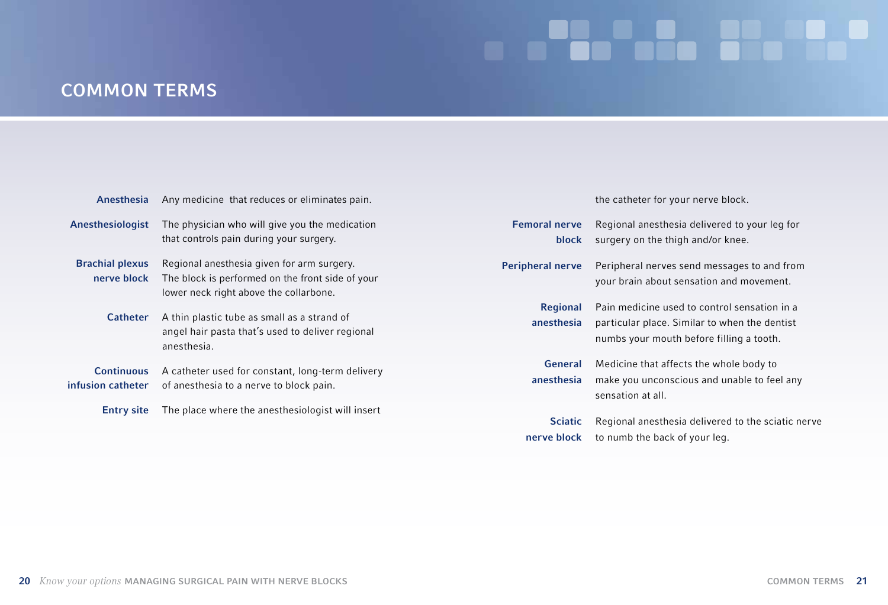## COMMON TERMS

**Anesthesia** Any medicine that reduces or eliminates pain.

**Anesthesiologist** The physician who will give you the medication that controls pain during your surgery.

**Brachial plexus nerve block** Regional anesthesia given for arm surgery. The block is performed on the front side of your lower neck right above the collarbone.

**Catheter** A thin plastic tube as small as a strand of angel hair pasta that's used to deliver regional anesthesia.

**Continuous infusion catheter** A catheter used for constant, long-term delivery of anesthesia to a nerve to block pain.

**Entry site** The place where the anesthesiologist will insert the catheter for your nerve block.

**Femoral nerve block** Regional anesthesia delivered to your leg for surgery on the thigh and/or knee.

**Peripheral nerve** Peripheral nerves send messages to and from your brain about sensation and movement.

**Regional anesthesia** Pain medicine used to control sensation in a particular place. Similar to when the dentist numbs your mouth before filling a tooth.

**General anesthesia** Medicine that affects the whole body to make you unconscious and unable to feel any sensation at all.

**Sciatic nerve block** Regional anesthesia delivered to the sciatic nerve to numb the back of your leg.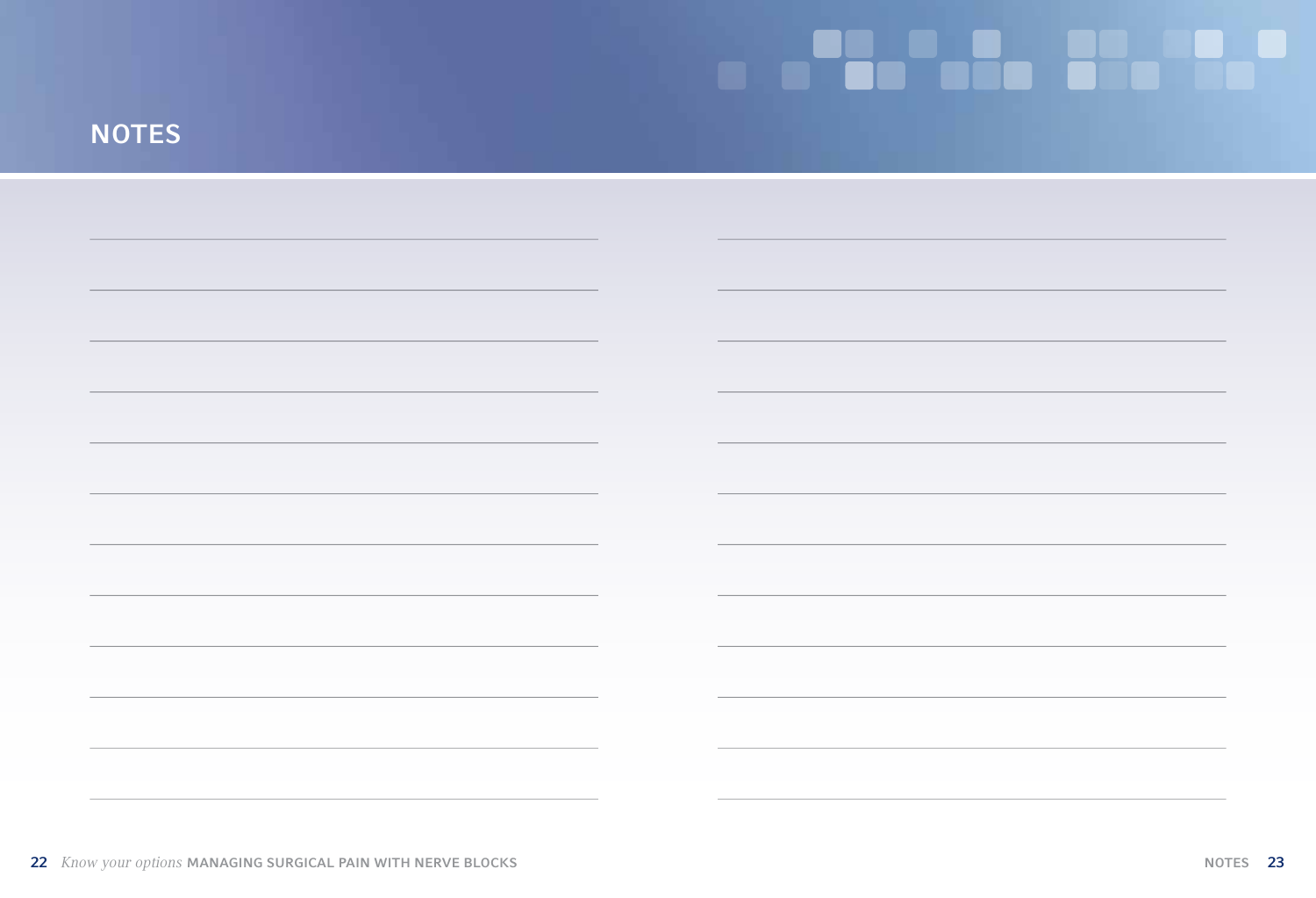# NOTES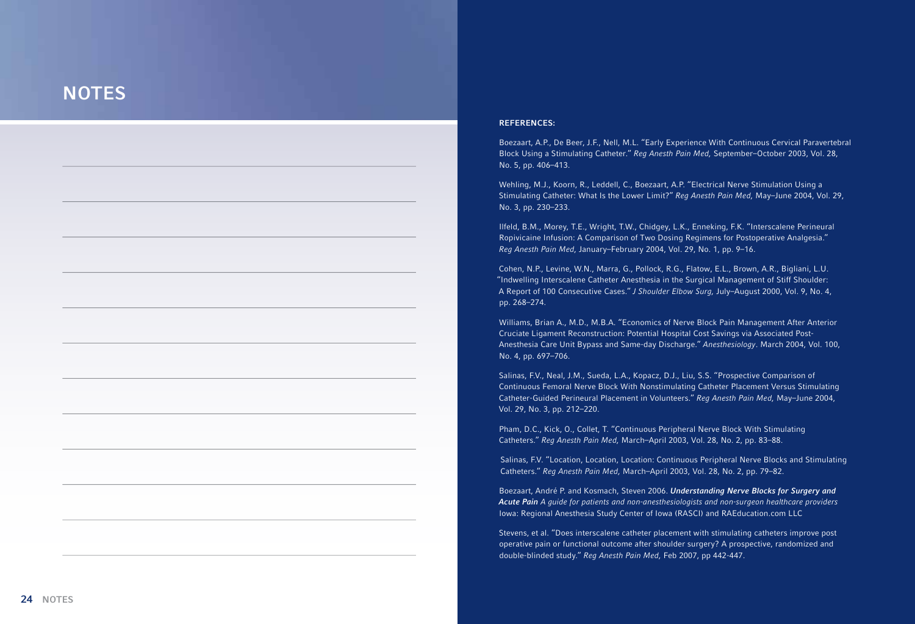# NOTES

**REFERENCES:**

Boezaart, A.P., De Beer, J.F., Nell, M.L. "Early Experience With Continuous Cervical Paravertebral Block Using a Stimulating Catheter." *Reg Anesth Pain Med,* September–October 2003, Vol. 28, No. 5, pp. 406–413.

Wehling, M.J., Koorn, R., Leddell, C., Boezaart, A.P. "Electrical Nerve Stimulation Using a Stimulating Catheter: What Is the Lower Limit?" *Reg Anesth Pain Med,* May–June 2004, Vol. 29, No. 3, pp. 230–233.

Ilfeld, B.M., Morey, T.E., Wright, T.W., Chidgey, L.K., Enneking, F.K. "Interscalene Perineural Ropivicaine Infusion: A Comparison of Two Dosing Regimens for Postoperative Analgesia." *Reg Anesth Pain Med,* January–February 2004, Vol. 29, No. 1, pp. 9–16.

Cohen, N.P., Levine, W.N., Marra, G., Pollock, R.G., Flatow, E.L., Brown, A.R., Bigliani, L.U. "Indwelling Interscalene Catheter Anesthesia in the Surgical Management of Stiff Shoulder: A Report of 100 Consecutive Cases." *J Shoulder Elbow Surg,* July–August 2000, Vol. 9, No. 4, pp. 268–274.

Williams, Brian A., M.D., M.B.A. "Economics of Nerve Block Pain Management After Anterior Cruciate Ligament Reconstruction: Potential Hospital Cost Savings via Associated Post-Anesthesia Care Unit Bypass and Same-day Discharge." *Anesthesiology*. March 2004, Vol. 100, No. 4, pp. 697–706.

Salinas, F.V., Neal, J.M., Sueda, L.A., Kopacz, D.J., Liu, S.S. "Prospective Comparison of Continuous Femoral Nerve Block With Nonstimulating Catheter Placement Versus Stimulating Catheter-Guided Perineural Placement in Volunteers." *Reg Anesth Pain Med,* May–June 2004, Vol. 29, No. 3, pp. 212–220.

Pham, D.C., Kick, O., Collet, T. "Continuous Peripheral Nerve Block With Stimulating Catheters." *Reg Anesth Pain Med,* March–April 2003, Vol. 28, No. 2, pp. 83–88.

Salinas, F.V. "Location, Location, Location: Continuous Peripheral Nerve Blocks and Stimulating Catheters." *Reg Anesth Pain Med,* March–April 2003, Vol. 28, No. 2, pp. 79–82.

Boezaart, André P. and Kosmach, Steven 2006. ***Understanding Nerve Blocks for Surgery and Acute Pain*** *A guide for patients and non-anesthesiologists and non-surgeon healthcare providers* Iowa: Regional Anesthesia Study Center of Iowa (RASCI) and RAEducation.com LLC

Stevens, et al. "Does interscalene catheter placement with stimulating catheters improve post operative pain or functional outcome after shoulder surgery? A prospective, randomized and double-blinded study." *Reg Anesth Pain Med,* Feb 2007, pp 442-447.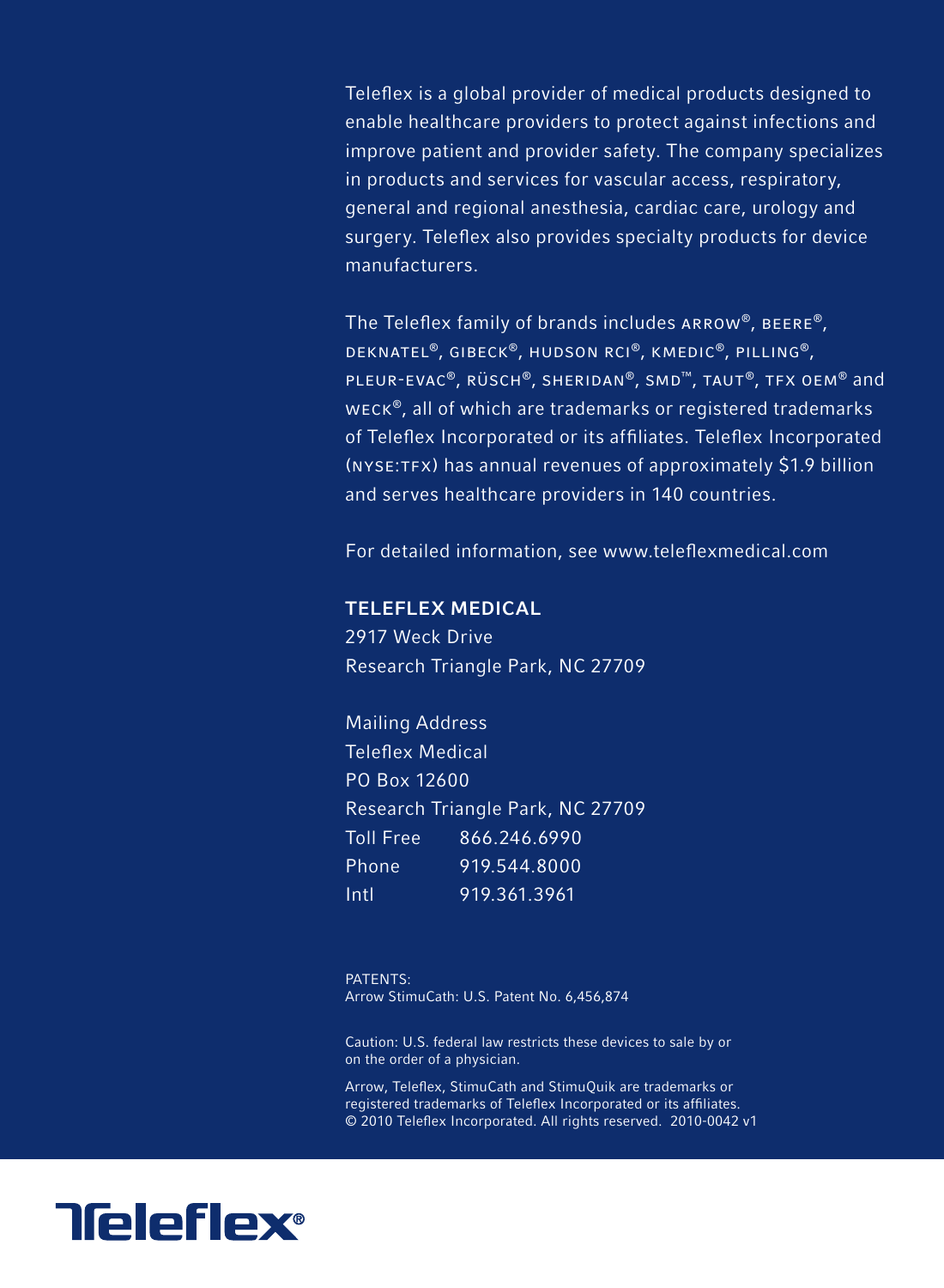Teleflex is a global provider of medical products designed to enable healthcare providers to protect against infections and improve patient and provider safety. The company specializes in products and services for vascular access, respiratory, general and regional anesthesia, cardiac care, urology and surgery. Teleflex also provides specialty products for device manufacturers.

The Teleflex family of brands includes ARROW®, BEERE®, DEKNATEL®, GIBECK®, HUDSON RCI®, KMEDIC®, PILLING®, PLEUR-EVAC®, RÜSCH®, SHERIDAN®, SMD™, TAUT®, TFX OEM® and WECK®, all of which are trademarks or registered trademarks of Teleflex Incorporated or its affiliates. Teleflex Incorporated (NYSE:TFX) has annual revenues of approximately $1.9 billion and serves healthcare providers in 140 countries.

For detailed information, see www.teleflexmedical.com

**TELEFLEX MEDICAL**
2917 Weck Drive
Research Triangle Park, NC 27709

Mailing Address
Teleflex Medical
PO Box 12600
Research Triangle Park, NC 27709

| | |
|---|---|
| Toll Free | 866.246.6990 |
| Phone | 919.544.8000 |
| Intl | 919.361.3961 |

PATENTS:
Arrow StimuCath: U.S. Patent No. 6,456,874

Caution: U.S. federal law restricts these devices to sale by or on the order of a physician.

Arrow, Teleflex, StimuCath and StimuQuik are trademarks or registered trademarks of Teleflex Incorporated or its affiliates.
© 2010 Teleflex Incorporated. All rights reserved. 2010-0042 v1

Teleflex®